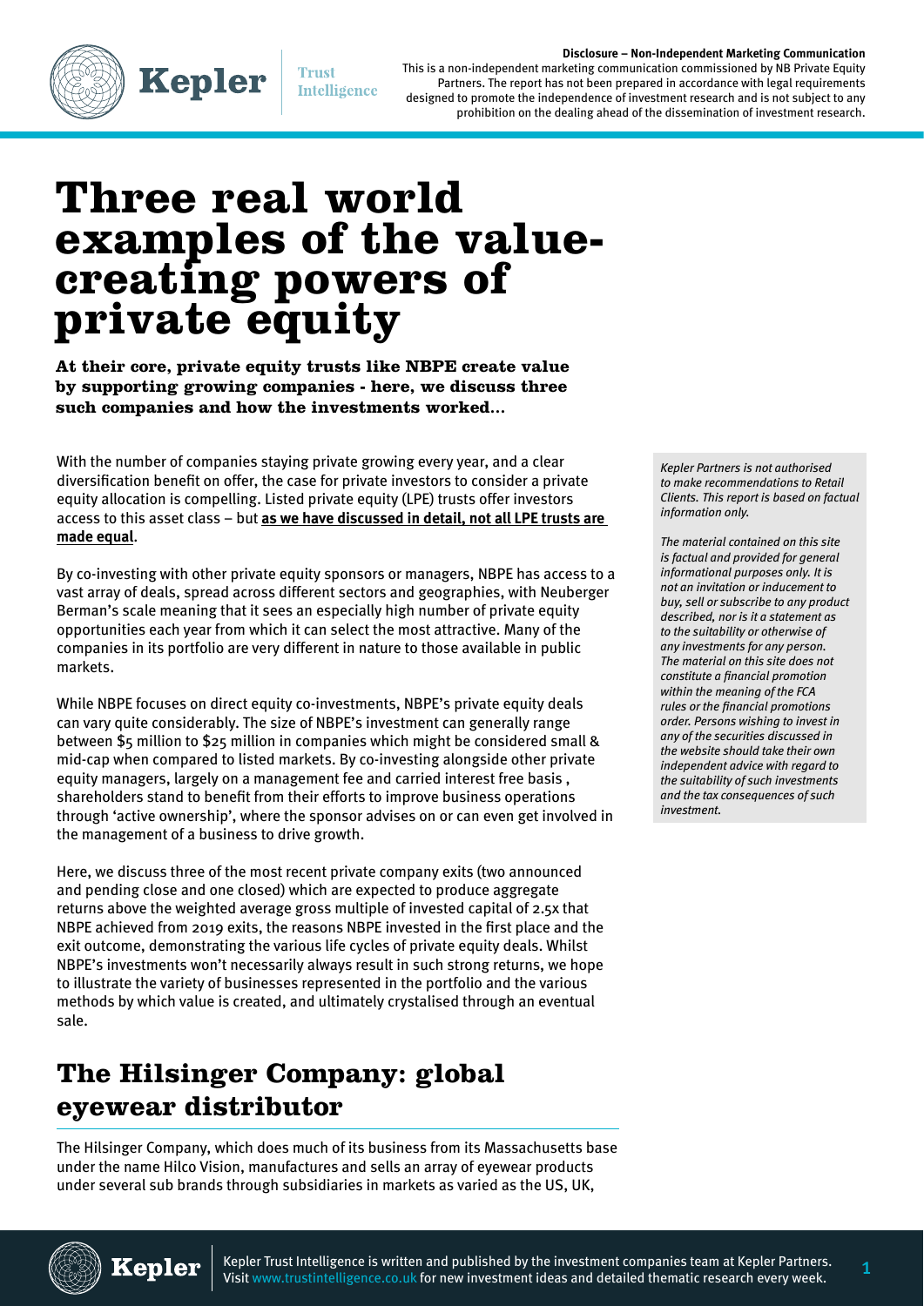**Disclosure – Non-Independent Marketing Communication**
This is a non-independent marketing communication commissioned by NB Private Equity Partners. The report has not been prepared in accordance with legal requirements designed to promote the independence of investment research and is not subject to any prohibition on the dealing ahead of the dissemination of investment research.

# Three real world examples of the value-creating powers of private equity

**At their core, private equity trusts like NBPE create value by supporting growing companies - here, we discuss three such companies and how the investments worked...**

With the number of companies staying private growing every year, and a clear diversification benefit on offer, the case for private investors to consider a private equity allocation is compelling. Listed private equity (LPE) trusts offer investors access to this asset class – but **as we have discussed in detail, not all LPE trusts are made equal**.

By co-investing with other private equity sponsors or managers, NBPE has access to a vast array of deals, spread across different sectors and geographies, with Neuberger Berman's scale meaning that it sees an especially high number of private equity opportunities each year from which it can select the most attractive. Many of the companies in its portfolio are very different in nature to those available in public markets.

While NBPE focuses on direct equity co-investments, NBPE's private equity deals can vary quite considerably. The size of NBPE's investment can generally range between $5 million to $25 million in companies which might be considered small & mid-cap when compared to listed markets. By co-investing alongside other private equity managers, largely on a management fee and carried interest free basis , shareholders stand to benefit from their efforts to improve business operations through 'active ownership', where the sponsor advises on or can even get involved in the management of a business to drive growth.

Here, we discuss three of the most recent private company exits (two announced and pending close and one closed) which are expected to produce aggregate returns above the weighted average gross multiple of invested capital of 2.5x that NBPE achieved from 2019 exits, the reasons NBPE invested in the first place and the exit outcome, demonstrating the various life cycles of private equity deals. Whilst NBPE's investments won't necessarily always result in such strong returns, we hope to illustrate the variety of businesses represented in the portfolio and the various methods by which value is created, and ultimately crystalised through an eventual sale.

*Kepler Partners is not authorised to make recommendations to Retail Clients. This report is based on factual information only.*

*The material contained on this site is factual and provided for general informational purposes only. It is not an invitation or inducement to buy, sell or subscribe to any product described, nor is it a statement as to the suitability or otherwise of any investments for any person. The material on this site does not constitute a financial promotion within the meaning of the FCA rules or the financial promotions order. Persons wishing to invest in any of the securities discussed in the website should take their own independent advice with regard to the suitability of such investments and the tax consequences of such investment.*

## The Hilsinger Company: global eyewear distributor

The Hilsinger Company, which does much of its business from its Massachusetts base under the name Hilco Vision, manufactures and sells an array of eyewear products under several sub brands through subsidiaries in markets as varied as the US, UK,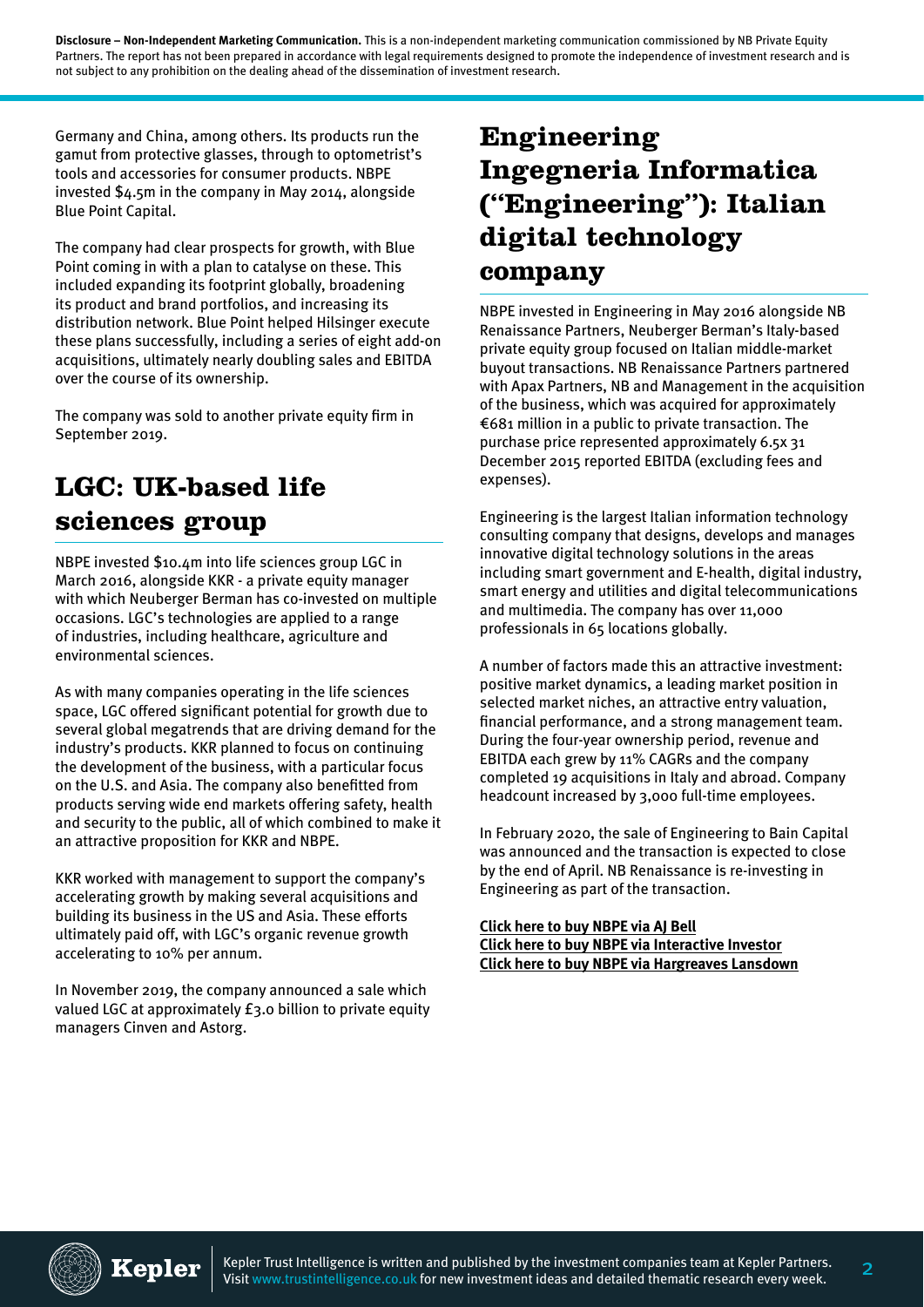Germany and China, among others. Its products run the gamut from protective glasses, through to optometrist's tools and accessories for consumer products. NBPE invested $4.5m in the company in May 2014, alongside Blue Point Capital.

The company had clear prospects for growth, with Blue Point coming in with a plan to catalyse on these. This included expanding its footprint globally, broadening its product and brand portfolios, and increasing its distribution network. Blue Point helped Hilsinger execute these plans successfully, including a series of eight add-on acquisitions, ultimately nearly doubling sales and EBITDA over the course of its ownership.

The company was sold to another private equity firm in September 2019.

## LGC: UK-based life sciences group

NBPE invested $10.4m into life sciences group LGC in March 2016, alongside KKR - a private equity manager with which Neuberger Berman has co-invested on multiple occasions. LGC's technologies are applied to a range of industries, including healthcare, agriculture and environmental sciences.

As with many companies operating in the life sciences space, LGC offered significant potential for growth due to several global megatrends that are driving demand for the industry's products. KKR planned to focus on continuing the development of the business, with a particular focus on the U.S. and Asia. The company also benefitted from products serving wide end markets offering safety, health and security to the public, all of which combined to make it an attractive proposition for KKR and NBPE.

KKR worked with management to support the company's accelerating growth by making several acquisitions and building its business in the US and Asia. These efforts ultimately paid off, with LGC's organic revenue growth accelerating to 10% per annum.

In November 2019, the company announced a sale which valued LGC at approximately £3.0 billion to private equity managers Cinven and Astorg.

## Engineering Ingegneria Informatica ("Engineering"): Italian digital technology company

NBPE invested in Engineering in May 2016 alongside NB Renaissance Partners, Neuberger Berman's Italy-based private equity group focused on Italian middle-market buyout transactions. NB Renaissance Partners partnered with Apax Partners, NB and Management in the acquisition of the business, which was acquired for approximately €681 million in a public to private transaction. The purchase price represented approximately 6.5x 31 December 2015 reported EBITDA (excluding fees and expenses).

Engineering is the largest Italian information technology consulting company that designs, develops and manages innovative digital technology solutions in the areas including smart government and E-health, digital industry, smart energy and utilities and digital telecommunications and multimedia. The company has over 11,000 professionals in 65 locations globally.

A number of factors made this an attractive investment: positive market dynamics, a leading market position in selected market niches, an attractive entry valuation, financial performance, and a strong management team. During the four-year ownership period, revenue and EBITDA each grew by 11% CAGRs and the company completed 19 acquisitions in Italy and abroad. Company headcount increased by 3,000 full-time employees.

In February 2020, the sale of Engineering to Bain Capital was announced and the transaction is expected to close by the end of April. NB Renaissance is re-investing in Engineering as part of the transaction.

**Click here to buy NBPE via AJ Bell**
**Click here to buy NBPE via Interactive Investor**
**Click here to buy NBPE via Hargreaves Lansdown**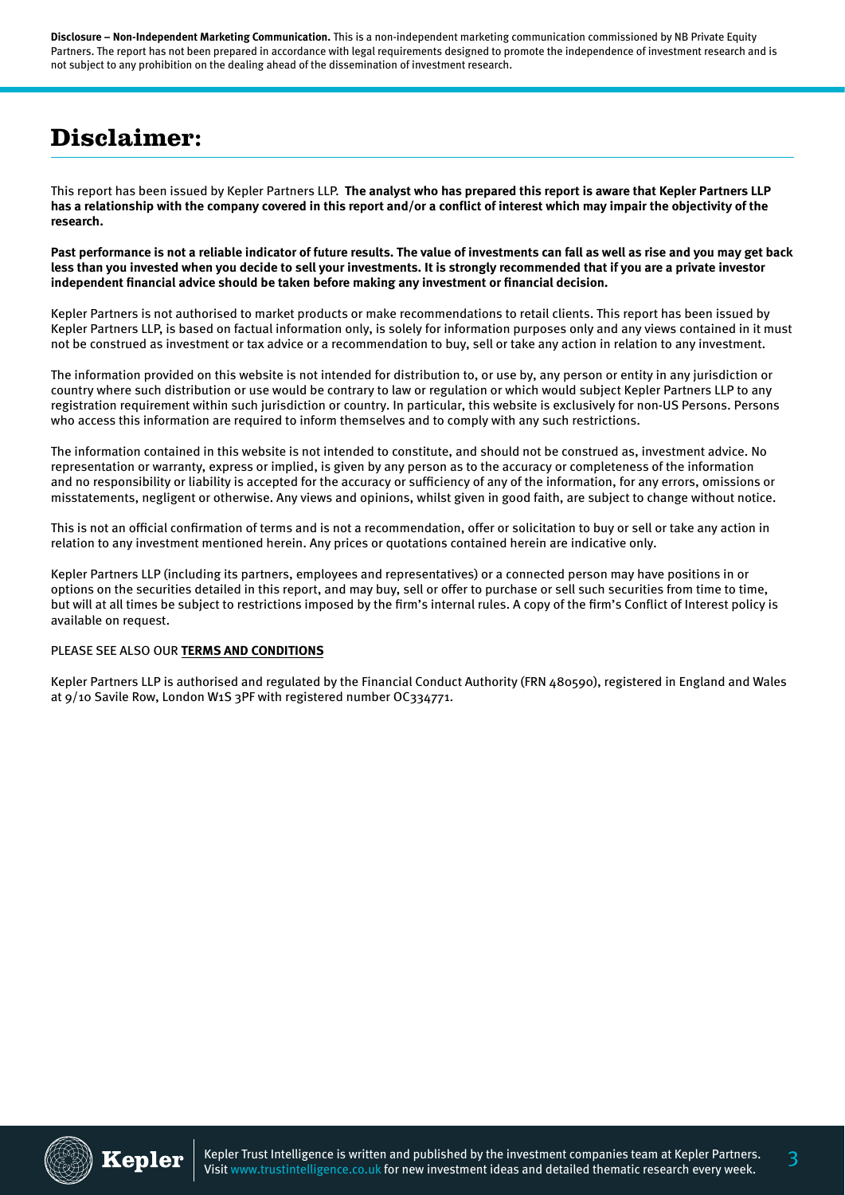**Disclosure – Non-Independent Marketing Communication.** This is a non-independent marketing communication commissioned by NB Private Equity Partners. The report has not been prepared in accordance with legal requirements designed to promote the independence of investment research and is not subject to any prohibition on the dealing ahead of the dissemination of investment research.

# Disclaimer:

This report has been issued by Kepler Partners LLP. **The analyst who has prepared this report is aware that Kepler Partners LLP has a relationship with the company covered in this report and/or a conflict of interest which may impair the objectivity of the research.**

**Past performance is not a reliable indicator of future results. The value of investments can fall as well as rise and you may get back less than you invested when you decide to sell your investments. It is strongly recommended that if you are a private investor independent financial advice should be taken before making any investment or financial decision.**

Kepler Partners is not authorised to market products or make recommendations to retail clients. This report has been issued by Kepler Partners LLP, is based on factual information only, is solely for information purposes only and any views contained in it must not be construed as investment or tax advice or a recommendation to buy, sell or take any action in relation to any investment.

The information provided on this website is not intended for distribution to, or use by, any person or entity in any jurisdiction or country where such distribution or use would be contrary to law or regulation or which would subject Kepler Partners LLP to any registration requirement within such jurisdiction or country. In particular, this website is exclusively for non-US Persons. Persons who access this information are required to inform themselves and to comply with any such restrictions.

The information contained in this website is not intended to constitute, and should not be construed as, investment advice. No representation or warranty, express or implied, is given by any person as to the accuracy or completeness of the information and no responsibility or liability is accepted for the accuracy or sufficiency of any of the information, for any errors, omissions or misstatements, negligent or otherwise. Any views and opinions, whilst given in good faith, are subject to change without notice.

This is not an official confirmation of terms and is not a recommendation, offer or solicitation to buy or sell or take any action in relation to any investment mentioned herein. Any prices or quotations contained herein are indicative only.

Kepler Partners LLP (including its partners, employees and representatives) or a connected person may have positions in or options on the securities detailed in this report, and may buy, sell or offer to purchase or sell such securities from time to time, but will at all times be subject to restrictions imposed by the firm's internal rules. A copy of the firm's Conflict of Interest policy is available on request.

PLEASE SEE ALSO OUR **TERMS AND CONDITIONS**

Kepler Partners LLP is authorised and regulated by the Financial Conduct Authority (FRN 480590), registered in England and Wales at 9/10 Savile Row, London W1S 3PF with registered number OC334771.